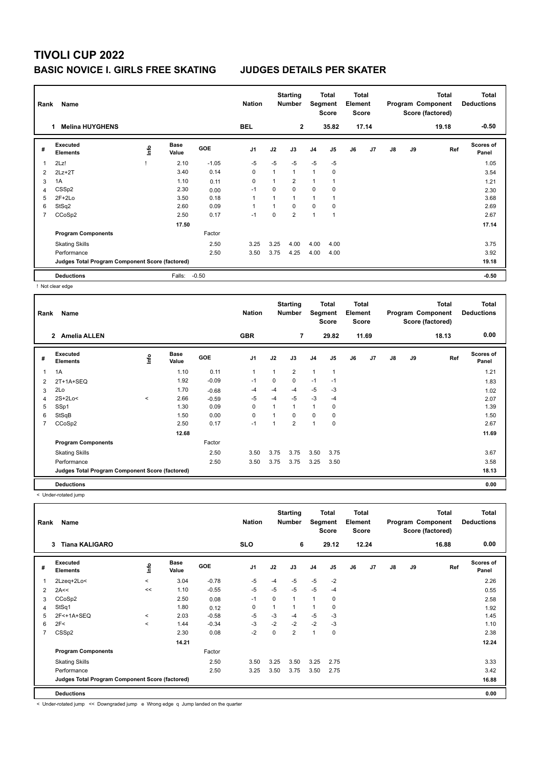# TIVOLI CUP 2022

## BASIC NOVICE I. GIRLS FREE SKATING JUDGES DETAILS PER SKATER

| Rank | Name | Nation | Starting Number | Total Segment Score | Total Element Score | Total Program Component Score (factored) | Total Deductions |
|---|---|---|---|---|---|---|---|
| 1 | Melina HUYGHENS | BEL | 2 | 35.82 | 17.14 | 19.18 | -0.50 |

| # | Executed Elements | Info | Base Value | GOE | J1 | J2 | J3 | J4 | J5 | J6 | J7 | J8 | J9 | Ref | Scores of Panel |
|---|---|---|---|---|---|---|---|---|---|---|---|---|---|---|---|
| 1 | 2Lz! | ! | 2.10 | -1.05 | -5 | -5 | -5 | -5 | -5 | | | | | | 1.05 |
| 2 | 2Lz+2T | | 3.40 | 0.14 | 0 | 1 | 1 | 1 | 0 | | | | | | 3.54 |
| 3 | 1A | | 1.10 | 0.11 | 0 | 1 | 2 | 1 | 1 | | | | | | 1.21 |
| 4 | CSSp2 | | 2.30 | 0.00 | -1 | 0 | 0 | 0 | 0 | | | | | | 2.30 |
| 5 | 2F+2Lo | | 3.50 | 0.18 | 1 | 1 | 1 | 1 | 1 | | | | | | 3.68 |
| 6 | StSq2 | | 2.60 | 0.09 | 1 | 1 | 0 | 0 | 0 | | | | | | 2.69 |
| 7 | CCoSp2 | | 2.50 | 0.17 | -1 | 0 | 2 | 1 | 1 | | | | | | 2.67 |
| | | | 17.50 | | | | | | | | | | | | 17.14 |
| | **Program Components** | | | Factor | | | | | | | | | | | |
| | Skating Skills | | | 2.50 | 3.25 | 3.25 | 4.00 | 4.00 | 4.00 | | | | | | 3.75 |
| | Performance | | | 2.50 | 3.50 | 3.75 | 4.25 | 4.00 | 4.00 | | | | | | 3.92 |
| | **Judges Total Program Component Score (factored)** | | | | | | | | | | | | | | 19.18 |
| | **Deductions** | | Falls: | -0.50 | | | | | | | | | | | -0.50 |

! Not clear edge

| Rank | Name | Nation | Starting Number | Total Segment Score | Total Element Score | Total Program Component Score (factored) | Total Deductions |
|---|---|---|---|---|---|---|---|
| 2 | Amelia ALLEN | GBR | 7 | 29.82 | 11.69 | 18.13 | 0.00 |

| # | Executed Elements | Info | Base Value | GOE | J1 | J2 | J3 | J4 | J5 | J6 | J7 | J8 | J9 | Ref | Scores of Panel |
|---|---|---|---|---|---|---|---|---|---|---|---|---|---|---|---|
| 1 | 1A | | 1.10 | 0.11 | 1 | 1 | 2 | 1 | 1 | | | | | | 1.21 |
| 2 | 2T+1A+SEQ | | 1.92 | -0.09 | -1 | 0 | 0 | -1 | -1 | | | | | | 1.83 |
| 3 | 2Lo | | 1.70 | -0.68 | -4 | -4 | -4 | -5 | -3 | | | | | | 1.02 |
| 4 | 2S+2Lo< | < | 2.66 | -0.59 | -5 | -4 | -5 | -3 | -4 | | | | | | 2.07 |
| 5 | SSp1 | | 1.30 | 0.09 | 0 | 1 | 1 | 1 | 0 | | | | | | 1.39 |
| 6 | StSqB | | 1.50 | 0.00 | 0 | 1 | 0 | 0 | 0 | | | | | | 1.50 |
| 7 | CCoSp2 | | 2.50 | 0.17 | -1 | 1 | 2 | 1 | 0 | | | | | | 2.67 |
| | | | 12.68 | | | | | | | | | | | | 11.69 |
| | **Program Components** | | | Factor | | | | | | | | | | | |
| | Skating Skills | | | 2.50 | 3.50 | 3.75 | 3.75 | 3.50 | 3.75 | | | | | | 3.67 |
| | Performance | | | 2.50 | 3.50 | 3.75 | 3.75 | 3.25 | 3.50 | | | | | | 3.58 |
| | **Judges Total Program Component Score (factored)** | | | | | | | | | | | | | | 18.13 |
| | **Deductions** | | | | | | | | | | | | | | 0.00 |

< Under-rotated jump

| Rank | Name | Nation | Starting Number | Total Segment Score | Total Element Score | Total Program Component Score (factored) | Total Deductions |
|---|---|---|---|---|---|---|---|
| 3 | Tiana KALIGARO | SLO | 6 | 29.12 | 12.24 | 16.88 | 0.00 |

| # | Executed Elements | Info | Base Value | GOE | J1 | J2 | J3 | J4 | J5 | J6 | J7 | J8 | J9 | Ref | Scores of Panel |
|---|---|---|---|---|---|---|---|---|---|---|---|---|---|---|---|
| 1 | 2Lzeq+2Lo< | < | 3.04 | -0.78 | -5 | -4 | -5 | -5 | -2 | | | | | | 2.26 |
| 2 | 2A<< | << | 1.10 | -0.55 | -5 | -5 | -5 | -5 | -4 | | | | | | 0.55 |
| 3 | CCoSp2 | | 2.50 | 0.08 | -1 | 0 | 1 | 1 | 0 | | | | | | 2.58 |
| 4 | StSq1 | | 1.80 | 0.12 | 0 | 1 | 1 | 1 | 0 | | | | | | 1.92 |
| 5 | 2F<+1A+SEQ | < | 2.03 | -0.58 | -5 | -3 | -4 | -5 | -3 | | | | | | 1.45 |
| 6 | 2F< | < | 1.44 | -0.34 | -3 | -2 | -2 | -2 | -3 | | | | | | 1.10 |
| 7 | CSSp2 | | 2.30 | 0.08 | -2 | 0 | 2 | 1 | 0 | | | | | | 2.38 |
| | | | 14.21 | | | | | | | | | | | | 12.24 |
| | **Program Components** | | | Factor | | | | | | | | | | | |
| | Skating Skills | | | 2.50 | 3.50 | 3.25 | 3.50 | 3.25 | 2.75 | | | | | | 3.33 |
| | Performance | | | 2.50 | 3.25 | 3.50 | 3.75 | 3.50 | 2.75 | | | | | | 3.42 |
| | **Judges Total Program Component Score (factored)** | | | | | | | | | | | | | | 16.88 |
| | **Deductions** | | | | | | | | | | | | | | 0.00 |

< Under-rotated jump << Downgraded jump e Wrong edge q Jump landed on the quarter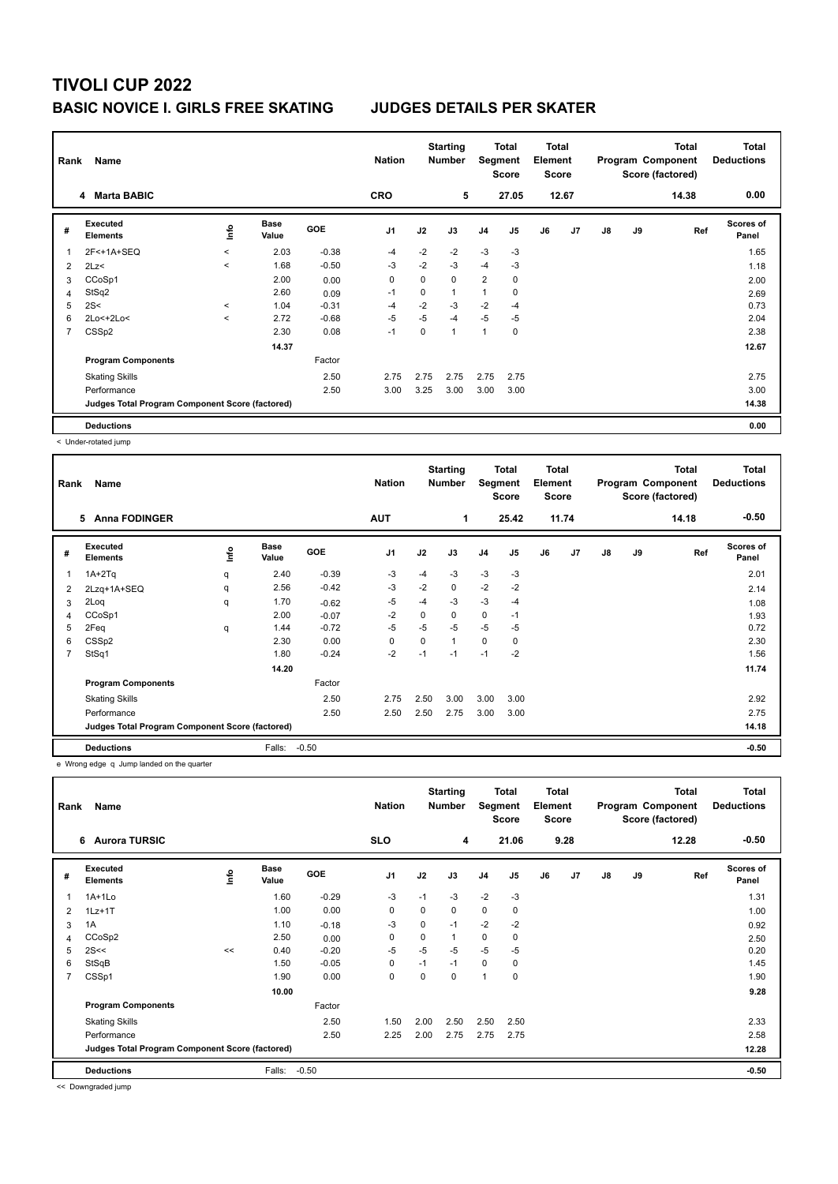# TIVOLI CUP 2022

## BASIC NOVICE I. GIRLS FREE SKATING — JUDGES DETAILS PER SKATER

| Rank | Name | Nation | Starting Number | Total Segment Score | Total Element Score | Total Program Component Score (factored) | Total Deductions |
|---|---|---|---|---|---|---|---|
| 4 | Marta BABIC | CRO | 5 | 27.05 | 12.67 | 14.38 | 0.00 |

| # | Executed Elements | Info | Base Value | GOE | J1 | J2 | J3 | J4 | J5 | J6 | J7 | J8 | J9 | Ref | Scores of Panel |
|---|---|---|---|---|---|---|---|---|---|---|---|---|---|---|---|
| 1 | 2F<+1A+SEQ | < | 2.03 | -0.38 | -4 | -2 | -2 | -3 | -3 | | | | | | 1.65 |
| 2 | 2Lz< | < | 1.68 | -0.50 | -3 | -2 | -3 | -4 | -3 | | | | | | 1.18 |
| 3 | CCoSp1 | | 2.00 | 0.00 | 0 | 0 | 0 | 2 | 0 | | | | | | 2.00 |
| 4 | StSq2 | | 2.60 | 0.09 | -1 | 0 | 1 | 1 | 0 | | | | | | 2.69 |
| 5 | 2S< | < | 1.04 | -0.31 | -4 | -2 | -3 | -2 | -4 | | | | | | 0.73 |
| 6 | 2Lo<+2Lo< | < | 2.72 | -0.68 | -5 | -5 | -4 | -5 | -5 | | | | | | 2.04 |
| 7 | CSSp2 | | 2.30 | 0.08 | -1 | 0 | 1 | 1 | 0 | | | | | | 2.38 |
| | | | 14.37 | | | | | | | | | | | | 12.67 |
| | **Program Components** | | | Factor | | | | | | | | | | | |
| | Skating Skills | | | 2.50 | 2.75 | 2.75 | 2.75 | 2.75 | 2.75 | | | | | | 2.75 |
| | Performance | | | 2.50 | 3.00 | 3.25 | 3.00 | 3.00 | 3.00 | | | | | | 3.00 |
| | **Judges Total Program Component Score (factored)** | | | | | | | | | | | | | | 14.38 |
| | **Deductions** | | | | | | | | | | | | | | 0.00 |

< Under-rotated jump

| Rank | Name | Nation | Starting Number | Total Segment Score | Total Element Score | Total Program Component Score (factored) | Total Deductions |
|---|---|---|---|---|---|---|---|
| 5 | Anna FODINGER | AUT | 1 | 25.42 | 11.74 | 14.18 | -0.50 |

| # | Executed Elements | Info | Base Value | GOE | J1 | J2 | J3 | J4 | J5 | J6 | J7 | J8 | J9 | Ref | Scores of Panel |
|---|---|---|---|---|---|---|---|---|---|---|---|---|---|---|---|
| 1 | 1A+2Tq | q | 2.40 | -0.39 | -3 | -4 | -3 | -3 | -3 | | | | | | 2.01 |
| 2 | 2Lzq+1A+SEQ | q | 2.56 | -0.42 | -3 | -2 | 0 | -2 | -2 | | | | | | 2.14 |
| 3 | 2Loq | q | 1.70 | -0.62 | -5 | -4 | -3 | -3 | -4 | | | | | | 1.08 |
| 4 | CCoSp1 | | 2.00 | -0.07 | -2 | 0 | 0 | 0 | -1 | | | | | | 1.93 |
| 5 | 2Feq | q | 1.44 | -0.72 | -5 | -5 | -5 | -5 | -5 | | | | | | 0.72 |
| 6 | CSSp2 | | 2.30 | 0.00 | 0 | 0 | 1 | 0 | 0 | | | | | | 2.30 |
| 7 | StSq1 | | 1.80 | -0.24 | -2 | -1 | -1 | -1 | -2 | | | | | | 1.56 |
| | | | 14.20 | | | | | | | | | | | | 11.74 |
| | **Program Components** | | | Factor | | | | | | | | | | | |
| | Skating Skills | | | 2.50 | 2.75 | 2.50 | 3.00 | 3.00 | 3.00 | | | | | | 2.92 |
| | Performance | | | 2.50 | 2.50 | 2.50 | 2.75 | 3.00 | 3.00 | | | | | | 2.75 |
| | **Judges Total Program Component Score (factored)** | | | | | | | | | | | | | | 14.18 |
| | **Deductions** | | Falls: | -0.50 | | | | | | | | | | | -0.50 |

e Wrong edge q Jump landed on the quarter

| Rank | Name | Nation | Starting Number | Total Segment Score | Total Element Score | Total Program Component Score (factored) | Total Deductions |
|---|---|---|---|---|---|---|---|
| 6 | Aurora TURSIC | SLO | 4 | 21.06 | 9.28 | 12.28 | -0.50 |

| # | Executed Elements | Info | Base Value | GOE | J1 | J2 | J3 | J4 | J5 | J6 | J7 | J8 | J9 | Ref | Scores of Panel |
|---|---|---|---|---|---|---|---|---|---|---|---|---|---|---|---|
| 1 | 1A+1Lo | | 1.60 | -0.29 | -3 | -1 | -3 | -2 | -3 | | | | | | 1.31 |
| 2 | 1Lz+1T | | 1.00 | 0.00 | 0 | 0 | 0 | 0 | 0 | | | | | | 1.00 |
| 3 | 1A | | 1.10 | -0.18 | -3 | 0 | -1 | -2 | -2 | | | | | | 0.92 |
| 4 | CCoSp2 | | 2.50 | 0.00 | 0 | 0 | 1 | 0 | 0 | | | | | | 2.50 |
| 5 | 2S<< | << | 0.40 | -0.20 | -5 | -5 | -5 | -5 | -5 | | | | | | 0.20 |
| 6 | StSqB | | 1.50 | -0.05 | 0 | -1 | -1 | 0 | 0 | | | | | | 1.45 |
| 7 | CSSp1 | | 1.90 | 0.00 | 0 | 0 | 0 | 1 | 0 | | | | | | 1.90 |
| | | | 10.00 | | | | | | | | | | | | 9.28 |
| | **Program Components** | | | Factor | | | | | | | | | | | |
| | Skating Skills | | | 2.50 | 1.50 | 2.00 | 2.50 | 2.50 | 2.50 | | | | | | 2.33 |
| | Performance | | | 2.50 | 2.25 | 2.00 | 2.75 | 2.75 | 2.75 | | | | | | 2.58 |
| | **Judges Total Program Component Score (factored)** | | | | | | | | | | | | | | 12.28 |
| | **Deductions** | | Falls: | -0.50 | | | | | | | | | | | -0.50 |

<< Downgraded jump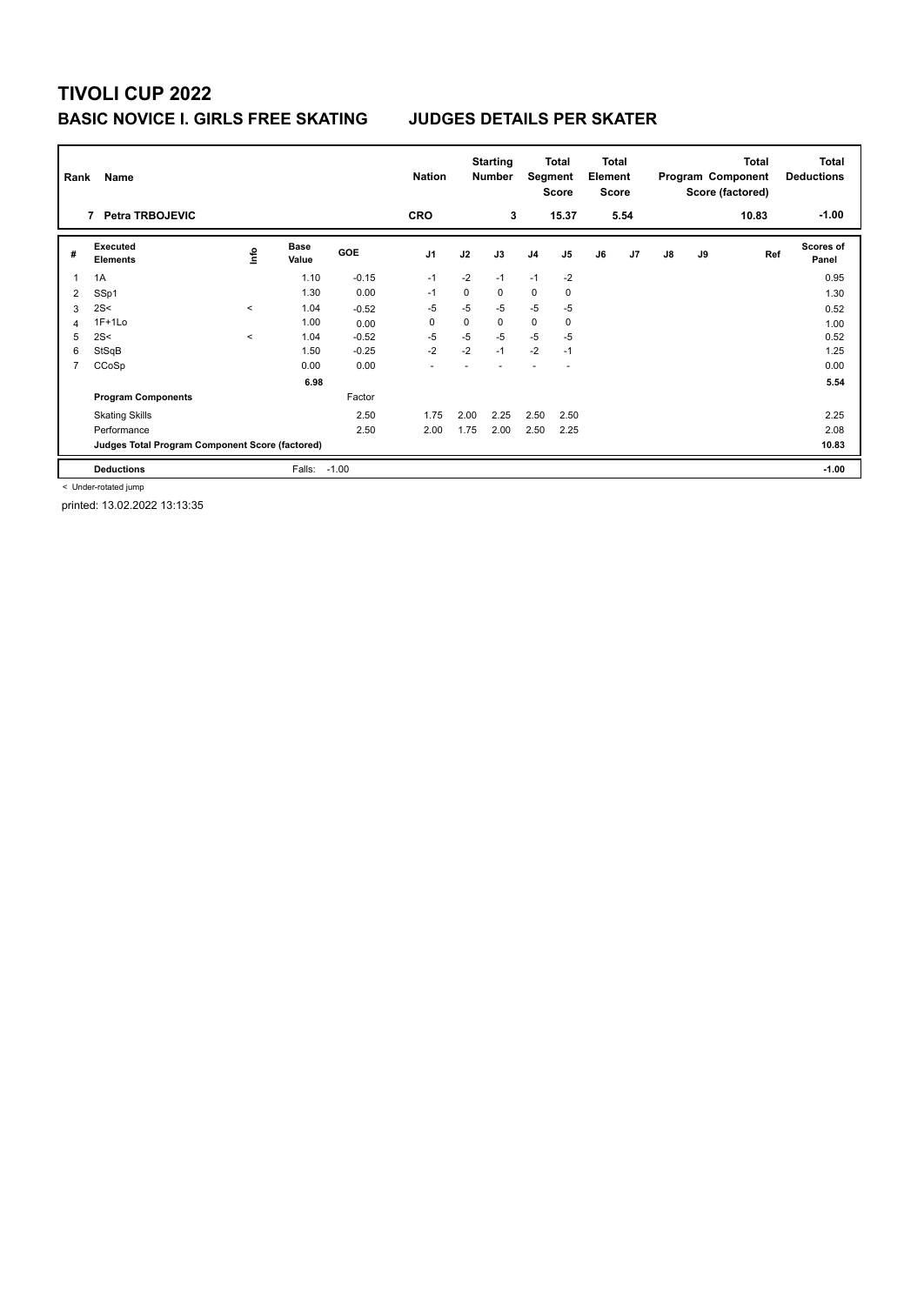# TIVOLI CUP 2022

## BASIC NOVICE I. GIRLS FREE SKATING JUDGES DETAILS PER SKATER

| Rank | Name | Nation | Starting Number | Total Segment Score | Total Element Score | Total Program Component Score (factored) | Total Deductions |
|---|---|---|---|---|---|---|---|
| 7 | Petra TRBOJEVIC | CRO | 3 | 15.37 | 5.54 | 10.83 | -1.00 |

| # | Executed Elements | Info | Base Value | GOE | J1 | J2 | J3 | J4 | J5 | J6 | J7 | J8 | J9 | Ref | Scores of Panel |
|---|---|---|---|---|---|---|---|---|---|---|---|---|---|---|---|
| 1 | 1A | | 1.10 | -0.15 | -1 | -2 | -1 | -1 | -2 | | | | | | 0.95 |
| 2 | SSp1 | | 1.30 | 0.00 | -1 | 0 | 0 | 0 | 0 | | | | | | 1.30 |
| 3 | 2S< | < | 1.04 | -0.52 | -5 | -5 | -5 | -5 | -5 | | | | | | 0.52 |
| 4 | 1F+1Lo | | 1.00 | 0.00 | 0 | 0 | 0 | 0 | 0 | | | | | | 1.00 |
| 5 | 2S< | < | 1.04 | -0.52 | -5 | -5 | -5 | -5 | -5 | | | | | | 0.52 |
| 6 | StSqB | | 1.50 | -0.25 | -2 | -2 | -1 | -2 | -1 | | | | | | 1.25 |
| 7 | CCoSp | | 0.00 | 0.00 | - | - | - | - | - | | | | | | 0.00 |
| | | | 6.98 | | | | | | | | | | | | 5.54 |
| | **Program Components** | | | Factor | | | | | | | | | | | |
| | Skating Skills | | | 2.50 | 1.75 | 2.00 | 2.25 | 2.50 | 2.50 | | | | | | 2.25 |
| | Performance | | | 2.50 | 2.00 | 1.75 | 2.00 | 2.50 | 2.25 | | | | | | 2.08 |
| | **Judges Total Program Component Score (factored)** | | | | | | | | | | | | | | 10.83 |
| | **Deductions** | | Falls: | -1.00 | | | | | | | | | | | -1.00 |

< Under-rotated jump

printed: 13.02.2022 13:13:35